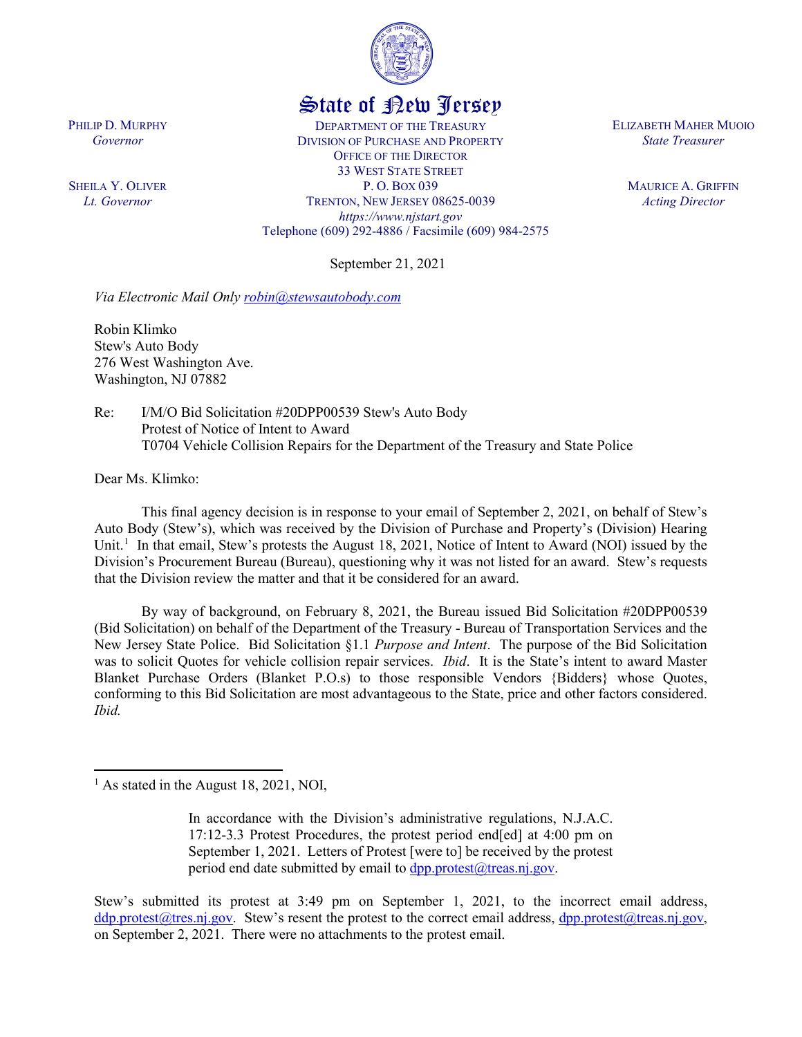# State of New Jersey

PHILIP D. MURPHY
*Governor*

SHEILA Y. OLIVER
*Lt. Governor*

DEPARTMENT OF THE TREASURY
DIVISION OF PURCHASE AND PROPERTY
OFFICE OF THE DIRECTOR
33 WEST STATE STREET
P. O. BOX 039
TRENTON, NEW JERSEY 08625-0039
*https://www.njstart.gov*
Telephone (609) 292-4886 / Facsimile (609) 984-2575

ELIZABETH MAHER MUOIO
*State Treasurer*

MAURICE A. GRIFFIN
*Acting Director*

September 21, 2021

*Via Electronic Mail Only robin@stewsautobody.com*

Robin Klimko
Stew's Auto Body
276 West Washington Ave.
Washington, NJ 07882

Re: I/M/O Bid Solicitation #20DPP00539 Stew's Auto Body
Protest of Notice of Intent to Award
T0704 Vehicle Collision Repairs for the Department of the Treasury and State Police

Dear Ms. Klimko:

This final agency decision is in response to your email of September 2, 2021, on behalf of Stew's Auto Body (Stew's), which was received by the Division of Purchase and Property's (Division) Hearing Unit.[1] In that email, Stew's protests the August 18, 2021, Notice of Intent to Award (NOI) issued by the Division's Procurement Bureau (Bureau), questioning why it was not listed for an award. Stew's requests that the Division review the matter and that it be considered for an award.

By way of background, on February 8, 2021, the Bureau issued Bid Solicitation #20DPP00539 (Bid Solicitation) on behalf of the Department of the Treasury - Bureau of Transportation Services and the New Jersey State Police. Bid Solicitation §1.1 *Purpose and Intent*. The purpose of the Bid Solicitation was to solicit Quotes for vehicle collision repair services. *Ibid*. It is the State's intent to award Master Blanket Purchase Orders (Blanket P.O.s) to those responsible Vendors {Bidders} whose Quotes, conforming to this Bid Solicitation are most advantageous to the State, price and other factors considered. *Ibid.*

---

[1] As stated in the August 18, 2021, NOI,

> In accordance with the Division's administrative regulations, N.J.A.C. 17:12-3.3 Protest Procedures, the protest period end[ed] at 4:00 pm on September 1, 2021. Letters of Protest [were to] be received by the protest period end date submitted by email to dpp.protest@treas.nj.gov.

Stew's submitted its protest at 3:49 pm on September 1, 2021, to the incorrect email address, ddp.protest@tres.nj.gov. Stew's resent the protest to the correct email address, dpp.protest@treas.nj.gov, on September 2, 2021. There were no attachments to the protest email.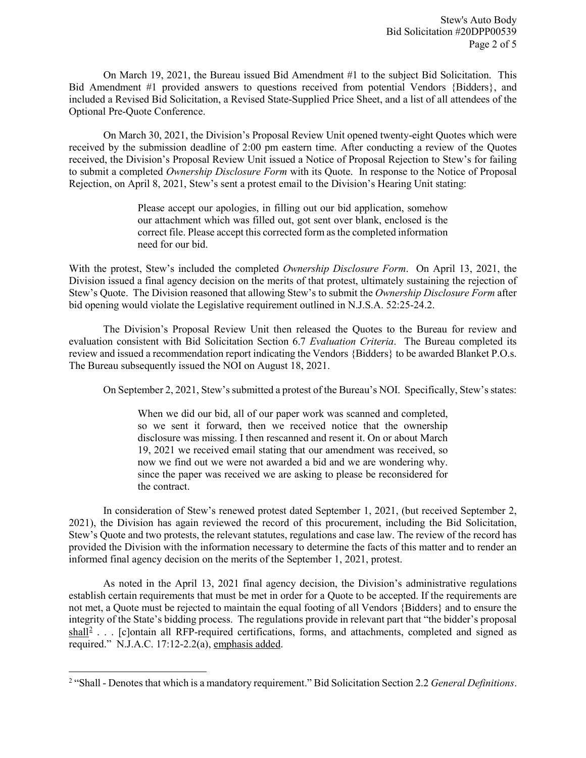On March 19, 2021, the Bureau issued Bid Amendment #1 to the subject Bid Solicitation. This Bid Amendment #1 provided answers to questions received from potential Vendors {Bidders}, and included a Revised Bid Solicitation, a Revised State-Supplied Price Sheet, and a list of all attendees of the Optional Pre-Quote Conference.

On March 30, 2021, the Division's Proposal Review Unit opened twenty-eight Quotes which were received by the submission deadline of 2:00 pm eastern time. After conducting a review of the Quotes received, the Division's Proposal Review Unit issued a Notice of Proposal Rejection to Stew's for failing to submit a completed *Ownership Disclosure Form* with its Quote. In response to the Notice of Proposal Rejection, on April 8, 2021, Stew's sent a protest email to the Division's Hearing Unit stating:

> Please accept our apologies, in filling out our bid application, somehow our attachment which was filled out, got sent over blank, enclosed is the correct file. Please accept this corrected form as the completed information need for our bid.

With the protest, Stew's included the completed *Ownership Disclosure Form*. On April 13, 2021, the Division issued a final agency decision on the merits of that protest, ultimately sustaining the rejection of Stew's Quote. The Division reasoned that allowing Stew's to submit the *Ownership Disclosure Form* after bid opening would violate the Legislative requirement outlined in N.J.S.A. 52:25-24.2.

The Division's Proposal Review Unit then released the Quotes to the Bureau for review and evaluation consistent with Bid Solicitation Section 6.7 *Evaluation Criteria*. The Bureau completed its review and issued a recommendation report indicating the Vendors {Bidders} to be awarded Blanket P.O.s. The Bureau subsequently issued the NOI on August 18, 2021.

On September 2, 2021, Stew's submitted a protest of the Bureau's NOI. Specifically, Stew's states:

> When we did our bid, all of our paper work was scanned and completed, so we sent it forward, then we received notice that the ownership disclosure was missing. I then rescanned and resent it. On or about March 19, 2021 we received email stating that our amendment was received, so now we find out we were not awarded a bid and we are wondering why. since the paper was received we are asking to please be reconsidered for the contract.

In consideration of Stew's renewed protest dated September 1, 2021, (but received September 2, 2021), the Division has again reviewed the record of this procurement, including the Bid Solicitation, Stew's Quote and two protests, the relevant statutes, regulations and case law. The review of the record has provided the Division with the information necessary to determine the facts of this matter and to render an informed final agency decision on the merits of the September 1, 2021, protest.

As noted in the April 13, 2021 final agency decision, the Division's administrative regulations establish certain requirements that must be met in order for a Quote to be accepted. If the requirements are not met, a Quote must be rejected to maintain the equal footing of all Vendors {Bidders} and to ensure the integrity of the State's bidding process. The regulations provide in relevant part that "the bidder's proposal <u>shall</u>[2] . . . [c]ontain all RFP-required certifications, forms, and attachments, completed and signed as required." N.J.A.C. 17:12-2.2(a), <u>emphasis added</u>.

---

[2] "Shall - Denotes that which is a mandatory requirement." Bid Solicitation Section 2.2 *General Definitions*.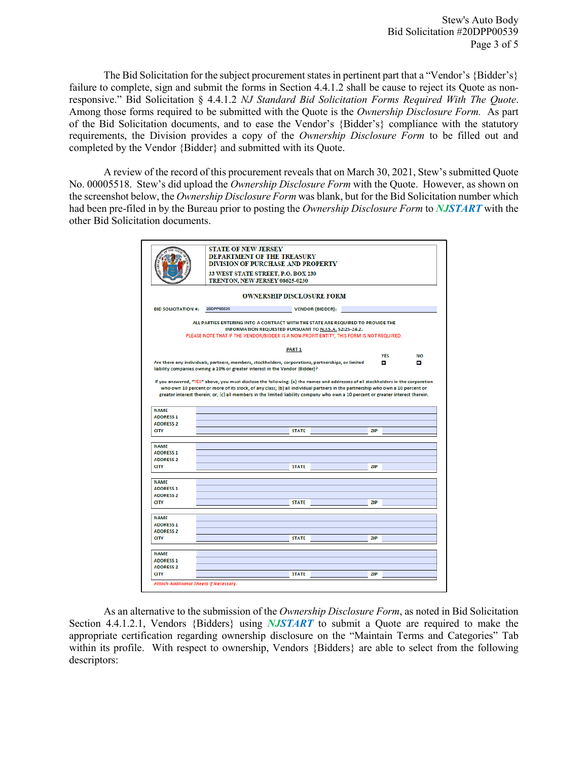The Bid Solicitation for the subject procurement states in pertinent part that a "Vendor's {Bidder's} failure to complete, sign and submit the forms in Section 4.4.1.2 shall be cause to reject its Quote as non-responsive." Bid Solicitation § 4.4.1.2 *NJ Standard Bid Solicitation Forms Required With The Quote*. Among those forms required to be submitted with the Quote is the *Ownership Disclosure Form*. As part of the Bid Solicitation documents, and to ease the Vendor's {Bidder's} compliance with the statutory requirements, the Division provides a copy of the *Ownership Disclosure Form* to be filled out and completed by the Vendor {Bidder} and submitted with its Quote.

A review of the record of this procurement reveals that on March 30, 2021, Stew's submitted Quote No. 00005518. Stew's did upload the *Ownership Disclosure Form* with the Quote. However, as shown on the screenshot below, the *Ownership Disclosure Form* was blank, but for the Bid Solicitation number which had been pre-filed in by the Bureau prior to posting the *Ownership Disclosure Form* to ***NJSTART*** with the other Bid Solicitation documents.

STATE OF NEW JERSEY
DEPARTMENT OF THE TREASURY
DIVISION OF PURCHASE AND PROPERTY
33 WEST STATE STREET, P.O. BOX 230
TRENTON, NEW JERSEY 08625-0230

OWNERSHIP DISCLOSURE FORM

BID SOLICITATION #: 20DPP00539 VENDOR {BIDDER}:

ALL PARTIES ENTERING INTO A CONTRACT WITH THE STATE ARE REQUIRED TO PROVIDE THE INFORMATION REQUESTED PURSUANT TO N.J.S.A. 52:25-24.2.
PLEASE NOTE THAT IF THE VENDOR/BIDDER IS A NON-PROFIT ENTITY, THIS FORM IS NOT REQUIRED.

PART 1

| | YES | NO |
|---|---|---|
| Are there any individuals, partners, members, stockholders, corporations, partnerships, or limited liability companies owning a 10% or greater interest in the Vendor {Bidder}? | ☐ | ☐ |

If you answered, "YES" above, you must disclose the following: (a) the names and addresses of all stockholders in the corporation who own 10 percent or more of its stock, of any class; (b) all individual partners in the partnership who own a 10 percent or greater interest therein; or, (c) all members in the limited liability company who own a 10 percent or greater interest therein.

| | | | | | |
|---|---|---|---|---|---|
| NAME | | | | | |
| ADDRESS 1 | | | | | |
| ADDRESS 2 | | | | | |
| CITY | | STATE | | ZIP | |

| | | | | | |
|---|---|---|---|---|---|
| NAME | | | | | |
| ADDRESS 1 | | | | | |
| ADDRESS 2 | | | | | |
| CITY | | STATE | | ZIP | |

| | | | | | |
|---|---|---|---|---|---|
| NAME | | | | | |
| ADDRESS 1 | | | | | |
| ADDRESS 2 | | | | | |
| CITY | | STATE | | ZIP | |

| | | | | | |
|---|---|---|---|---|---|
| NAME | | | | | |
| ADDRESS 1 | | | | | |
| ADDRESS 2 | | | | | |
| CITY | | STATE | | ZIP | |

| | | | | | |
|---|---|---|---|---|---|
| NAME | | | | | |
| ADDRESS 1 | | | | | |
| ADDRESS 2 | | | | | |
| CITY | | STATE | | ZIP | |

*Attach Additional Sheets If Necessary.*

As an alternative to the submission of the *Ownership Disclosure Form*, as noted in Bid Solicitation Section 4.4.1.2.1, Vendors {Bidders} using ***NJSTART*** to submit a Quote are required to make the appropriate certification regarding ownership disclosure on the "Maintain Terms and Categories" Tab within its profile. With respect to ownership, Vendors {Bidders} are able to select from the following descriptors: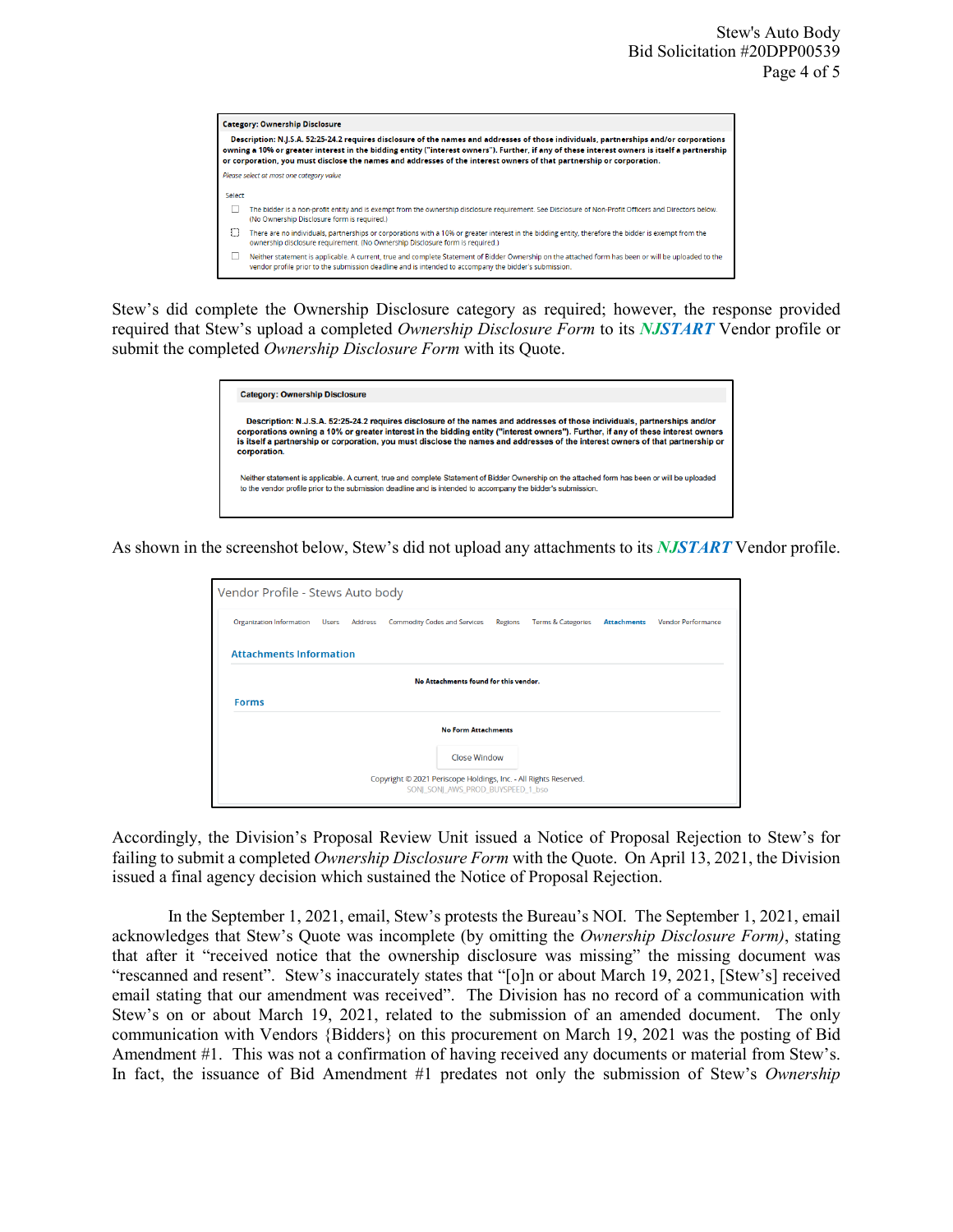**Category: Ownership Disclosure**

**Description: N.J.S.A. 52:25-24.2 requires disclosure of the names and addresses of those individuals, partnerships and/or corporations owning a 10% or greater interest in the bidding entity ("interest owners"). Further, if any of these interest owners is itself a partnership or corporation, you must disclose the names and addresses of the interest owners of that partnership or corporation.**

*Please select at most one category value*

Select

- ☐ The bidder is a non-profit entity and is exempt from the ownership disclosure requirement. See Disclosure of Non-Profit Officers and Directors below. (No Ownership Disclosure form is required.)
- ☐ There are no individuals, partnerships or corporations with a 10% or greater interest in the bidding entity, therefore the bidder is exempt from the ownership disclosure requirement. (No Ownership Disclosure form is required.)
- ☐ Neither statement is applicable. A current, true and complete Statement of Bidder Ownership on the attached form has been or will be uploaded to the vendor profile prior to the submission deadline and is intended to accompany the bidder's submission.

Stew's did complete the Ownership Disclosure category as required; however, the response provided required that Stew's upload a completed *Ownership Disclosure Form* to its ***NJSTART*** Vendor profile or submit the completed *Ownership Disclosure Form* with its Quote.

**Category: Ownership Disclosure**

**Description: N.J.S.A. 52:25-24.2 requires disclosure of the names and addresses of those individuals, partnerships and/or corporations owning a 10% or greater interest in the bidding entity ("interest owners"). Further, if any of these interest owners is itself a partnership or corporation, you must disclose the names and addresses of the interest owners of that partnership or corporation.**

Neither statement is applicable. A current, true and complete Statement of Bidder Ownership on the attached form has been or will be uploaded to the vendor profile prior to the submission deadline and is intended to accompany the bidder's submission.

As shown in the screenshot below, Stew's did not upload any attachments to its ***NJSTART*** Vendor profile.

Vendor Profile - Stews Auto body

Organization Information | Users | Address | Commodity Codes and Services | Regions | Terms & Categories | Attachments | Vendor Performance

**Attachments Information**

**No Attachments found for this vendor.**

**Forms**

**No Form Attachments**

Close Window

Copyright © 2021 Periscope Holdings, Inc. - All Rights Reserved.
SONJ_SONJ_AWS_PROD_BUYSPEED_1_bso

Accordingly, the Division's Proposal Review Unit issued a Notice of Proposal Rejection to Stew's for failing to submit a completed *Ownership Disclosure Form* with the Quote. On April 13, 2021, the Division issued a final agency decision which sustained the Notice of Proposal Rejection.

In the September 1, 2021, email, Stew's protests the Bureau's NOI. The September 1, 2021, email acknowledges that Stew's Quote was incomplete (by omitting the *Ownership Disclosure Form)*, stating that after it "received notice that the ownership disclosure was missing" the missing document was "rescanned and resent". Stew's inaccurately states that "[o]n or about March 19, 2021, [Stew's] received email stating that our amendment was received". The Division has no record of a communication with Stew's on or about March 19, 2021, related to the submission of an amended document. The only communication with Vendors {Bidders} on this procurement on March 19, 2021 was the posting of Bid Amendment #1. This was not a confirmation of having received any documents or material from Stew's. In fact, the issuance of Bid Amendment #1 predates not only the submission of Stew's *Ownership*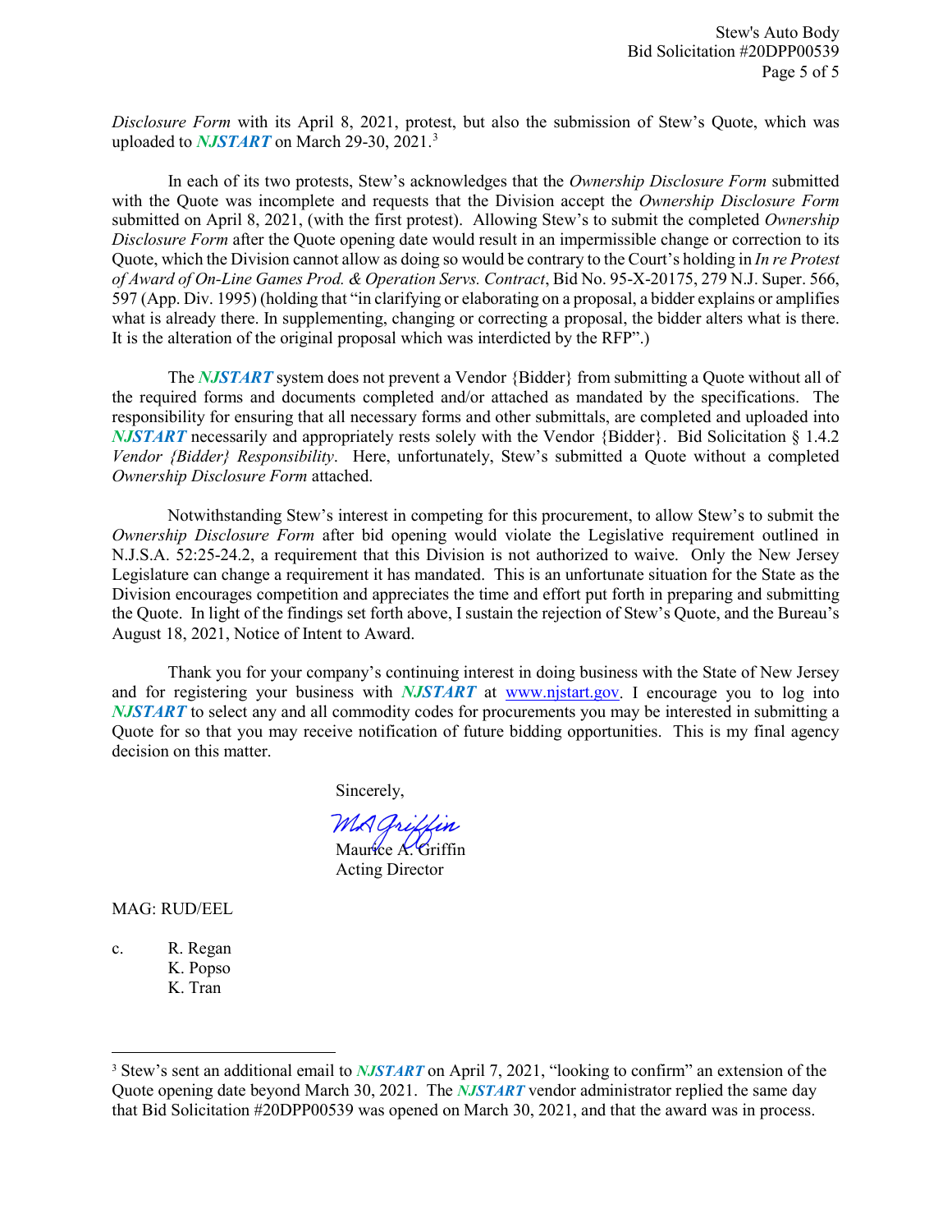*Disclosure Form* with its April 8, 2021, protest, but also the submission of Stew's Quote, which was uploaded to ***NJSTART*** on March 29-30, 2021.[3]

In each of its two protests, Stew's acknowledges that the *Ownership Disclosure Form* submitted with the Quote was incomplete and requests that the Division accept the *Ownership Disclosure Form* submitted on April 8, 2021, (with the first protest). Allowing Stew's to submit the completed *Ownership Disclosure Form* after the Quote opening date would result in an impermissible change or correction to its Quote, which the Division cannot allow as doing so would be contrary to the Court's holding in *In re Protest of Award of On-Line Games Prod. & Operation Servs. Contract*, Bid No. 95-X-20175, 279 N.J. Super. 566, 597 (App. Div. 1995) (holding that "in clarifying or elaborating on a proposal, a bidder explains or amplifies what is already there. In supplementing, changing or correcting a proposal, the bidder alters what is there. It is the alteration of the original proposal which was interdicted by the RFP".)

The ***NJSTART*** system does not prevent a Vendor {Bidder} from submitting a Quote without all of the required forms and documents completed and/or attached as mandated by the specifications. The responsibility for ensuring that all necessary forms and other submittals, are completed and uploaded into ***NJSTART*** necessarily and appropriately rests solely with the Vendor {Bidder}. Bid Solicitation § 1.4.2 *Vendor {Bidder} Responsibility*. Here, unfortunately, Stew's submitted a Quote without a completed *Ownership Disclosure Form* attached.

Notwithstanding Stew's interest in competing for this procurement, to allow Stew's to submit the *Ownership Disclosure Form* after bid opening would violate the Legislative requirement outlined in N.J.S.A. 52:25-24.2, a requirement that this Division is not authorized to waive. Only the New Jersey Legislature can change a requirement it has mandated. This is an unfortunate situation for the State as the Division encourages competition and appreciates the time and effort put forth in preparing and submitting the Quote. In light of the findings set forth above, I sustain the rejection of Stew's Quote, and the Bureau's August 18, 2021, Notice of Intent to Award.

Thank you for your company's continuing interest in doing business with the State of New Jersey and for registering your business with ***NJSTART*** at www.njstart.gov. I encourage you to log into ***NJSTART*** to select any and all commodity codes for procurements you may be interested in submitting a Quote for so that you may receive notification of future bidding opportunities. This is my final agency decision on this matter.

Sincerely,

MA Griffin
Maurice A. Griffin
Acting Director

MAG: RUD/EEL

c. R. Regan
K. Popso
K. Tran

[3] Stew's sent an additional email to ***NJSTART*** on April 7, 2021, "looking to confirm" an extension of the Quote opening date beyond March 30, 2021. The ***NJSTART*** vendor administrator replied the same day that Bid Solicitation #20DPP00539 was opened on March 30, 2021, and that the award was in process.